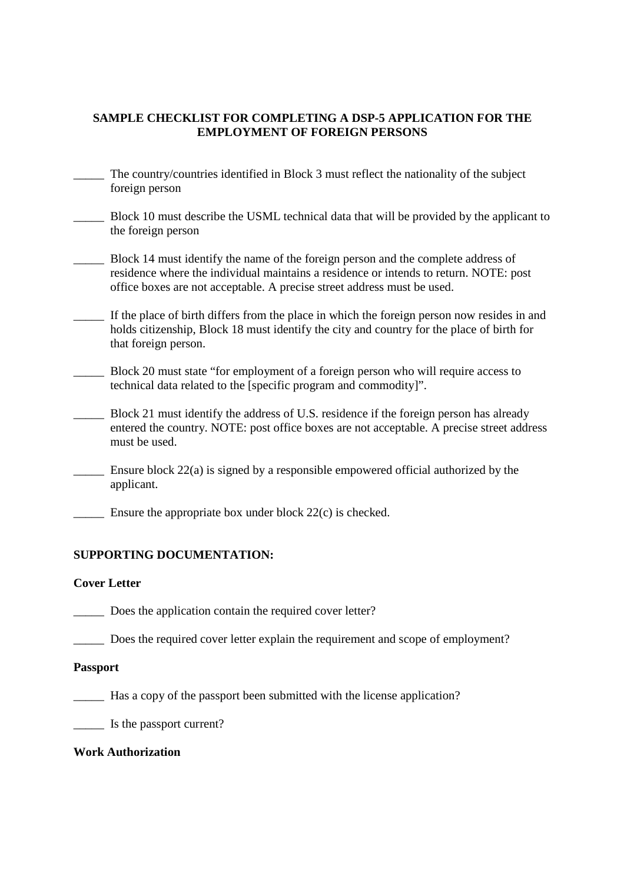**SAMPLE CHECKLIST FOR COMPLETING A DSP-5 APPLICATION FOR THE EMPLOYMENT OF FOREIGN PERSONS**

_____ The country/countries identified in Block 3 must reflect the nationality of the subject foreign person

_____ Block 10 must describe the USML technical data that will be provided by the applicant to the foreign person

_____ Block 14 must identify the name of the foreign person and the complete address of residence where the individual maintains a residence or intends to return. NOTE: post office boxes are not acceptable. A precise street address must be used.

_____ If the place of birth differs from the place in which the foreign person now resides in and holds citizenship, Block 18 must identify the city and country for the place of birth for that foreign person.

_____ Block 20 must state "for employment of a foreign person who will require access to technical data related to the [specific program and commodity]".

_____ Block 21 must identify the address of U.S. residence if the foreign person has already entered the country. NOTE: post office boxes are not acceptable. A precise street address must be used.

_____ Ensure block 22(a) is signed by a responsible empowered official authorized by the applicant.

_____ Ensure the appropriate box under block 22(c) is checked.

**SUPPORTING DOCUMENTATION:**

**Cover Letter**

_____ Does the application contain the required cover letter?

_____ Does the required cover letter explain the requirement and scope of employment?

**Passport**

_____ Has a copy of the passport been submitted with the license application?

_____ Is the passport current?

**Work Authorization**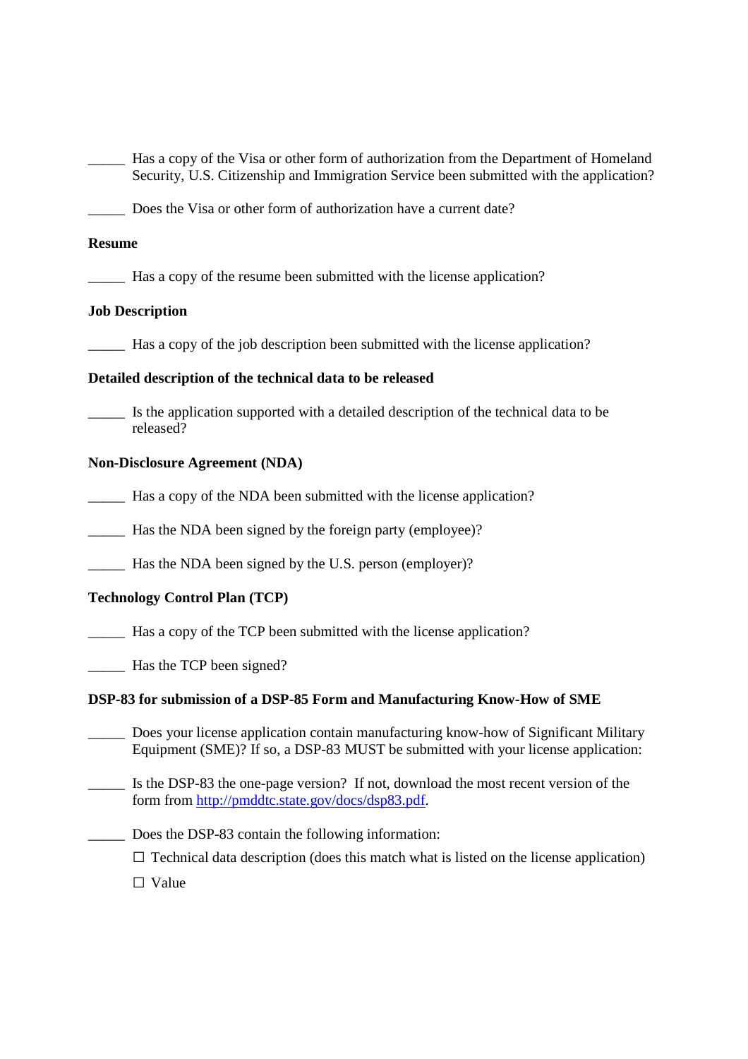_____ Has a copy of the Visa or other form of authorization from the Department of Homeland Security, U.S. Citizenship and Immigration Service been submitted with the application?

_____ Does the Visa or other form of authorization have a current date?

**Resume**

_____ Has a copy of the resume been submitted with the license application?

**Job Description**

_____ Has a copy of the job description been submitted with the license application?

**Detailed description of the technical data to be released**

_____ Is the application supported with a detailed description of the technical data to be released?

**Non-Disclosure Agreement (NDA)**

_____ Has a copy of the NDA been submitted with the license application?

_____ Has the NDA been signed by the foreign party (employee)?

_____ Has the NDA been signed by the U.S. person (employer)?

**Technology Control Plan (TCP)**

_____ Has a copy of the TCP been submitted with the license application?

_____ Has the TCP been signed?

**DSP-83 for submission of a DSP-85 Form and Manufacturing Know-How of SME**

_____ Does your license application contain manufacturing know-how of Significant Military Equipment (SME)? If so, a DSP-83 MUST be submitted with your license application:

_____ Is the DSP-83 the one-page version? If not, download the most recent version of the form from [http://pmddtc.state.gov/docs/dsp83.pdf](http://pmddtc.state.gov/docs/dsp83.pdf).

_____ Does the DSP-83 contain the following information:

☐ Technical data description (does this match what is listed on the license application)

☐ Value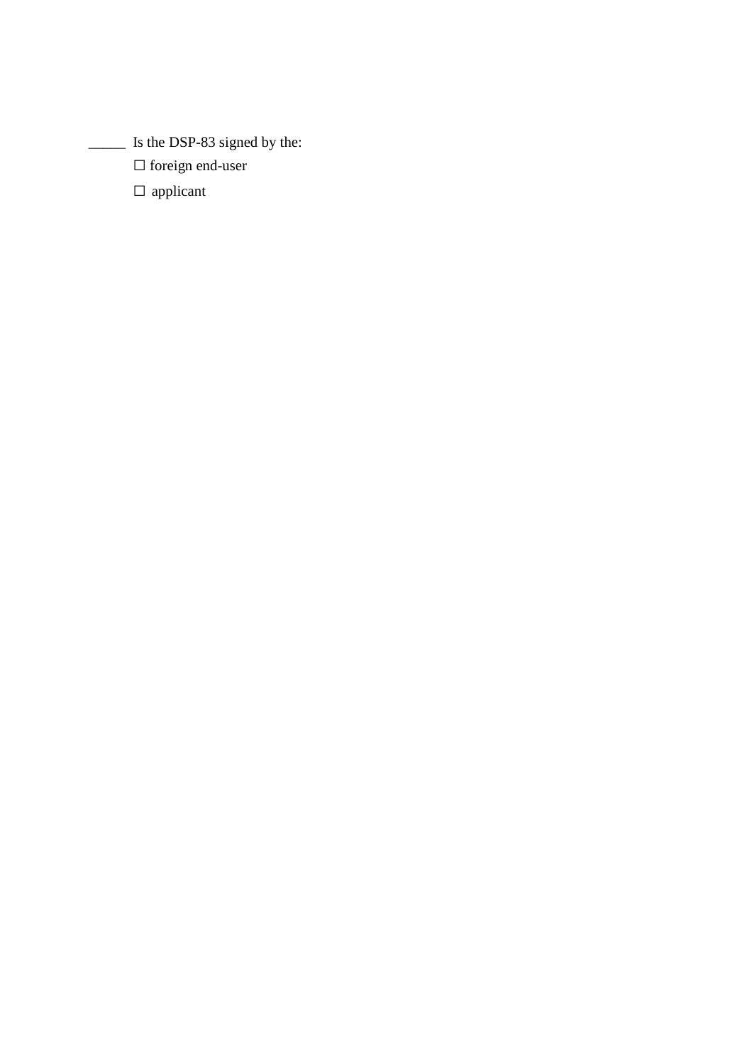_____ Is the DSP-83 signed by the:

☐ foreign end-user

☐ applicant